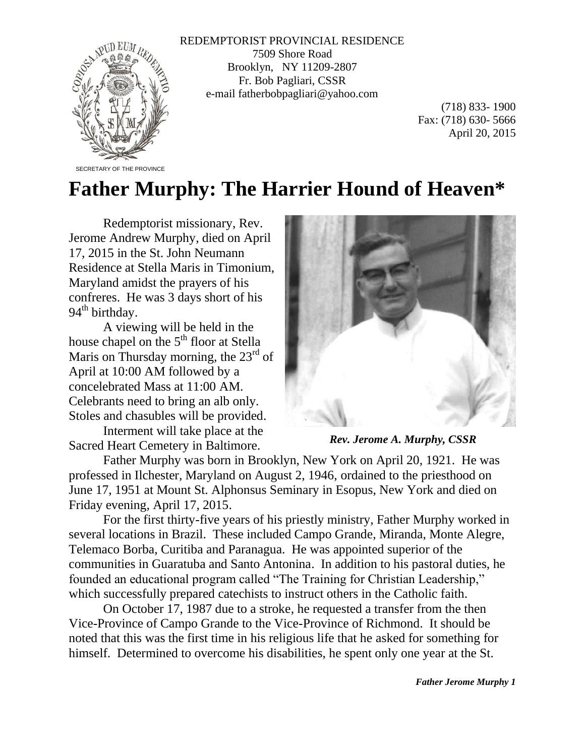REDEMPTORIST PROVINCIAL RESIDENCE
7509 Shore Road
Brooklyn, NY 11209-2807
Fr. Bob Pagliari, CSSR
e-mail fatherbobpagliari@yahoo.com

(718) 833- 1900
Fax: (718) 630- 5666
April 20, 2015

SECRETARY OF THE PROVINCE

# Father Murphy: The Harrier Hound of Heaven*

Redemptorist missionary, Rev. Jerome Andrew Murphy, died on April 17, 2015 in the St. John Neumann Residence at Stella Maris in Timonium, Maryland amidst the prayers of his confreres. He was 3 days short of his 94th birthday.

A viewing will be held in the house chapel on the 5th floor at Stella Maris on Thursday morning, the 23rd of April at 10:00 AM followed by a concelebrated Mass at 11:00 AM. Celebrants need to bring an alb only. Stoles and chasubles will be provided.

Interment will take place at the Sacred Heart Cemetery in Baltimore.

***Rev. Jerome A. Murphy, CSSR***

Father Murphy was born in Brooklyn, New York on April 20, 1921. He was professed in Ilchester, Maryland on August 2, 1946, ordained to the priesthood on June 17, 1951 at Mount St. Alphonsus Seminary in Esopus, New York and died on Friday evening, April 17, 2015.

For the first thirty-five years of his priestly ministry, Father Murphy worked in several locations in Brazil. These included Campo Grande, Miranda, Monte Alegre, Telemaco Borba, Curitiba and Paranagua. He was appointed superior of the communities in Guaratuba and Santo Antonina. In addition to his pastoral duties, he founded an educational program called "The Training for Christian Leadership," which successfully prepared catechists to instruct others in the Catholic faith.

On October 17, 1987 due to a stroke, he requested a transfer from the then Vice-Province of Campo Grande to the Vice-Province of Richmond. It should be noted that this was the first time in his religious life that he asked for something for himself. Determined to overcome his disabilities, he spent only one year at the St.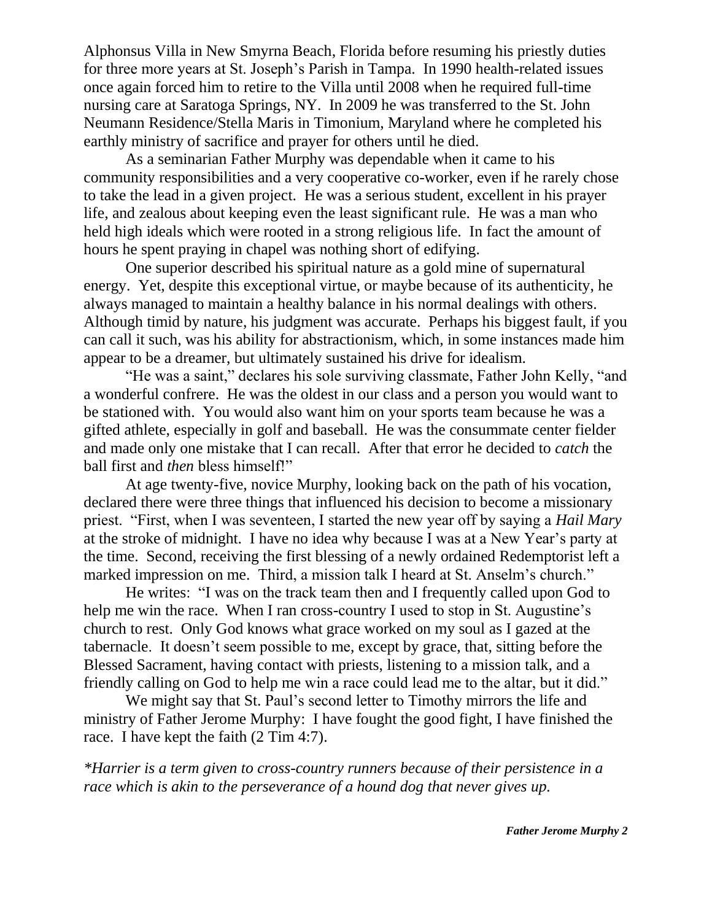Alphonsus Villa in New Smyrna Beach, Florida before resuming his priestly duties for three more years at St. Joseph's Parish in Tampa. In 1990 health-related issues once again forced him to retire to the Villa until 2008 when he required full-time nursing care at Saratoga Springs, NY. In 2009 he was transferred to the St. John Neumann Residence/Stella Maris in Timonium, Maryland where he completed his earthly ministry of sacrifice and prayer for others until he died.

As a seminarian Father Murphy was dependable when it came to his community responsibilities and a very cooperative co-worker, even if he rarely chose to take the lead in a given project. He was a serious student, excellent in his prayer life, and zealous about keeping even the least significant rule. He was a man who held high ideals which were rooted in a strong religious life. In fact the amount of hours he spent praying in chapel was nothing short of edifying.

One superior described his spiritual nature as a gold mine of supernatural energy. Yet, despite this exceptional virtue, or maybe because of its authenticity, he always managed to maintain a healthy balance in his normal dealings with others. Although timid by nature, his judgment was accurate. Perhaps his biggest fault, if you can call it such, was his ability for abstractionism, which, in some instances made him appear to be a dreamer, but ultimately sustained his drive for idealism.

"He was a saint," declares his sole surviving classmate, Father John Kelly, "and a wonderful confrere. He was the oldest in our class and a person you would want to be stationed with. You would also want him on your sports team because he was a gifted athlete, especially in golf and baseball. He was the consummate center fielder and made only one mistake that I can recall. After that error he decided to *catch* the ball first and *then* bless himself!"

At age twenty-five, novice Murphy, looking back on the path of his vocation, declared there were three things that influenced his decision to become a missionary priest. "First, when I was seventeen, I started the new year off by saying a *Hail Mary* at the stroke of midnight. I have no idea why because I was at a New Year's party at the time. Second, receiving the first blessing of a newly ordained Redemptorist left a marked impression on me. Third, a mission talk I heard at St. Anselm's church."

He writes: "I was on the track team then and I frequently called upon God to help me win the race. When I ran cross-country I used to stop in St. Augustine's church to rest. Only God knows what grace worked on my soul as I gazed at the tabernacle. It doesn't seem possible to me, except by grace, that, sitting before the Blessed Sacrament, having contact with priests, listening to a mission talk, and a friendly calling on God to help me win a race could lead me to the altar, but it did."

We might say that St. Paul's second letter to Timothy mirrors the life and ministry of Father Jerome Murphy: I have fought the good fight, I have finished the race. I have kept the faith (2 Tim 4:7).

*\*Harrier is a term given to cross-country runners because of their persistence in a race which is akin to the perseverance of a hound dog that never gives up.*